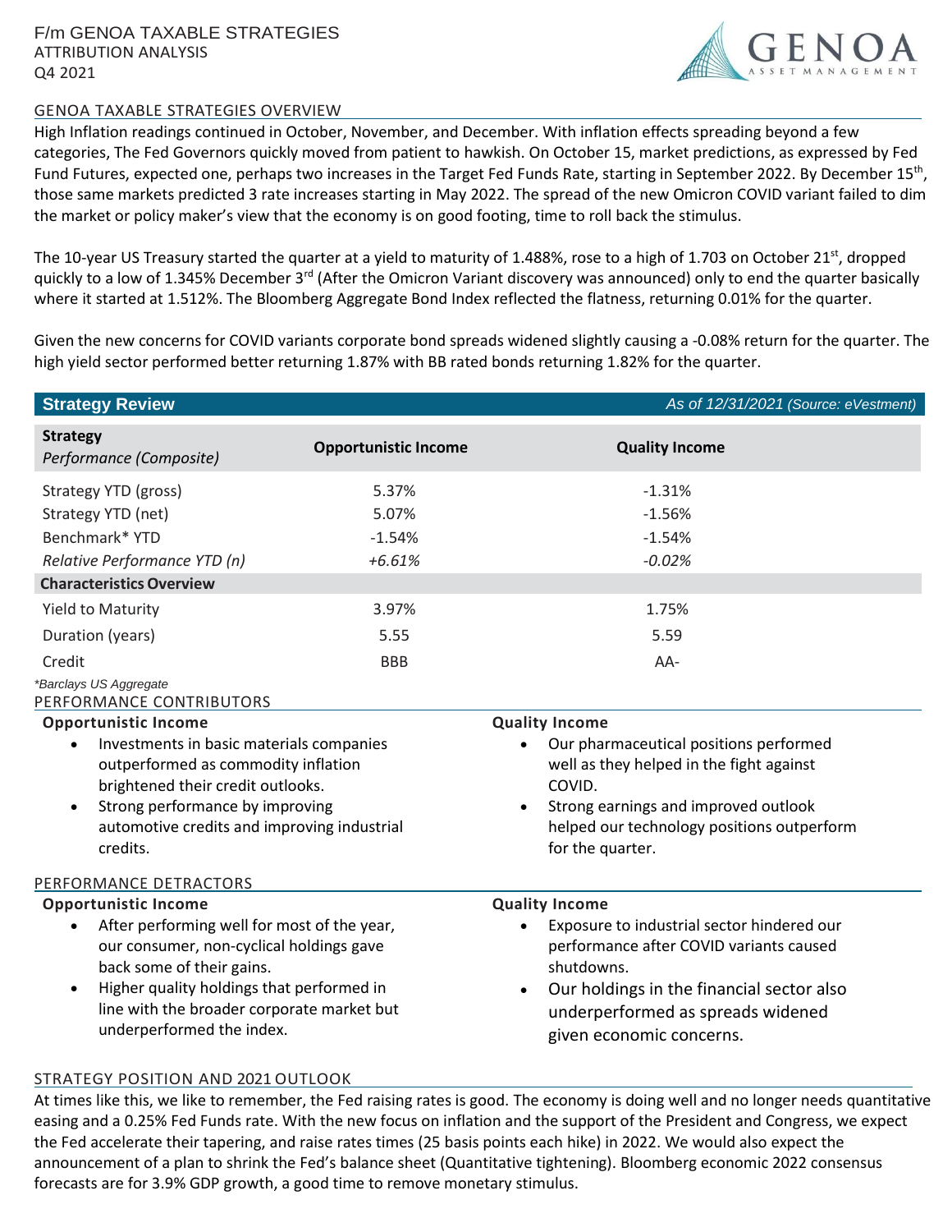# F/m GENOA TAXABLE STRATEGIES

ATTRIBUTION ANALYSIS

Q4 2021

GENOA ASSET MANAGEMENT

## GENOA TAXABLE STRATEGIES OVERVIEW

High Inflation readings continued in October, November, and December. With inflation effects spreading beyond a few categories, The Fed Governors quickly moved from patient to hawkish. On October 15, market predictions, as expressed by Fed Fund Futures, expected one, perhaps two increases in the Target Fed Funds Rate, starting in September 2022. By December 15th, those same markets predicted 3 rate increases starting in May 2022. The spread of the new Omicron COVID variant failed to dim the market or policy maker's view that the economy is on good footing, time to roll back the stimulus.

The 10-year US Treasury started the quarter at a yield to maturity of 1.488%, rose to a high of 1.703 on October 21st, dropped quickly to a low of 1.345% December 3rd (After the Omicron Variant discovery was announced) only to end the quarter basically where it started at 1.512%. The Bloomberg Aggregate Bond Index reflected the flatness, returning 0.01% for the quarter.

Given the new concerns for COVID variants corporate bond spreads widened slightly causing a -0.08% return for the quarter. The high yield sector performed better returning 1.87% with BB rated bonds returning 1.82% for the quarter.

## Strategy Review

*As of 12/31/2021 (Source: eVestment)*

| **Strategy** *Performance (Composite)* | **Opportunistic Income** | **Quality Income** |
|---|---|---|
| Strategy YTD (gross) | 5.37% | -1.31% |
| Strategy YTD (net) | 5.07% | -1.56% |
| Benchmark* YTD | -1.54% | -1.54% |
| *Relative Performance YTD (n)* | *+6.61%* | *-0.02%* |
| **Characteristics Overview** | | |
| Yield to Maturity | 3.97% | 1.75% |
| Duration (years) | 5.55 | 5.59 |
| Credit | BBB | AA- |

*Barclays US Aggregate

## PERFORMANCE CONTRIBUTORS

**Opportunistic Income**

- Investments in basic materials companies outperformed as commodity inflation brightened their credit outlooks.
- Strong performance by improving automotive credits and improving industrial credits.

**Quality Income**

- Our pharmaceutical positions performed well as they helped in the fight against COVID.
- Strong earnings and improved outlook helped our technology positions outperform for the quarter.

## PERFORMANCE DETRACTORS

**Opportunistic Income**

- After performing well for most of the year, our consumer, non-cyclical holdings gave back some of their gains.
- Higher quality holdings that performed in line with the broader corporate market but underperformed the index.

**Quality Income**

- Exposure to industrial sector hindered our performance after COVID variants caused shutdowns.
- Our holdings in the financial sector also underperformed as spreads widened given economic concerns.

## STRATEGY POSITION AND 2021 OUTLOOK

At times like this, we like to remember, the Fed raising rates is good. The economy is doing well and no longer needs quantitative easing and a 0.25% Fed Funds rate. With the new focus on inflation and the support of the President and Congress, we expect the Fed accelerate their tapering, and raise rates times (25 basis points each hike) in 2022. We would also expect the announcement of a plan to shrink the Fed's balance sheet (Quantitative tightening). Bloomberg economic 2022 consensus forecasts are for 3.9% GDP growth, a good time to remove monetary stimulus.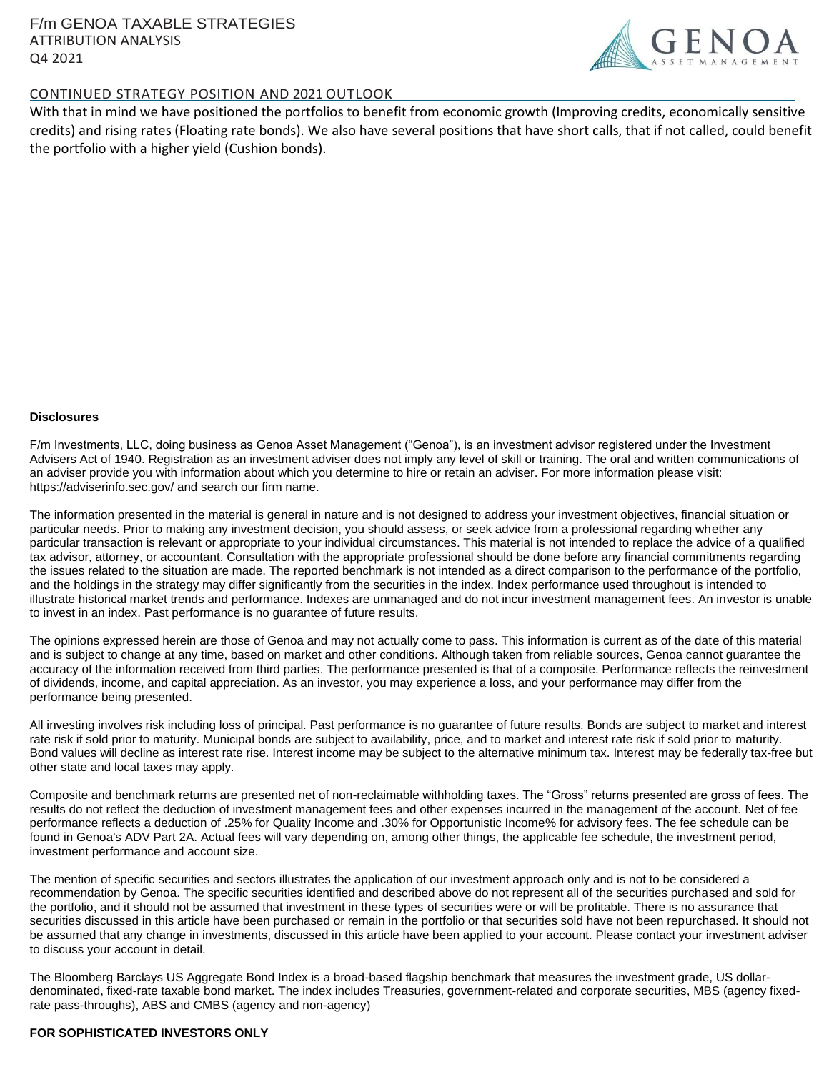## CONTINUED STRATEGY POSITION AND 2021 OUTLOOK

With that in mind we have positioned the portfolios to benefit from economic growth (Improving credits, economically sensitive credits) and rising rates (Floating rate bonds). We also have several positions that have short calls, that if not called, could benefit the portfolio with a higher yield (Cushion bonds).

**Disclosures**

F/m Investments, LLC, doing business as Genoa Asset Management ("Genoa"), is an investment advisor registered under the Investment Advisers Act of 1940. Registration as an investment adviser does not imply any level of skill or training. The oral and written communications of an adviser provide you with information about which you determine to hire or retain an adviser. For more information please visit: https://adviserinfo.sec.gov/ and search our firm name.

The information presented in the material is general in nature and is not designed to address your investment objectives, financial situation or particular needs. Prior to making any investment decision, you should assess, or seek advice from a professional regarding whether any particular transaction is relevant or appropriate to your individual circumstances. This material is not intended to replace the advice of a qualified tax advisor, attorney, or accountant. Consultation with the appropriate professional should be done before any financial commitments regarding the issues related to the situation are made. The reported benchmark is not intended as a direct comparison to the performance of the portfolio, and the holdings in the strategy may differ significantly from the securities in the index. Index performance used throughout is intended to illustrate historical market trends and performance. Indexes are unmanaged and do not incur investment management fees. An investor is unable to invest in an index. Past performance is no guarantee of future results.

The opinions expressed herein are those of Genoa and may not actually come to pass. This information is current as of the date of this material and is subject to change at any time, based on market and other conditions. Although taken from reliable sources, Genoa cannot guarantee the accuracy of the information received from third parties. The performance presented is that of a composite. Performance reflects the reinvestment of dividends, income, and capital appreciation. As an investor, you may experience a loss, and your performance may differ from the performance being presented.

All investing involves risk including loss of principal. Past performance is no guarantee of future results. Bonds are subject to market and interest rate risk if sold prior to maturity. Municipal bonds are subject to availability, price, and to market and interest rate risk if sold prior to maturity. Bond values will decline as interest rate rise. Interest income may be subject to the alternative minimum tax. Interest may be federally tax-free but other state and local taxes may apply.

Composite and benchmark returns are presented net of non-reclaimable withholding taxes. The "Gross" returns presented are gross of fees. The results do not reflect the deduction of investment management fees and other expenses incurred in the management of the account. Net of fee performance reflects a deduction of .25% for Quality Income and .30% for Opportunistic Income% for advisory fees. The fee schedule can be found in Genoa's ADV Part 2A. Actual fees will vary depending on, among other things, the applicable fee schedule, the investment period, investment performance and account size.

The mention of specific securities and sectors illustrates the application of our investment approach only and is not to be considered a recommendation by Genoa. The specific securities identified and described above do not represent all of the securities purchased and sold for the portfolio, and it should not be assumed that investment in these types of securities were or will be profitable. There is no assurance that securities discussed in this article have been purchased or remain in the portfolio or that securities sold have not been repurchased. It should not be assumed that any change in investments, discussed in this article have been applied to your account. Please contact your investment adviser to discuss your account in detail.

The Bloomberg Barclays US Aggregate Bond Index is a broad-based flagship benchmark that measures the investment grade, US dollar-denominated, fixed-rate taxable bond market. The index includes Treasuries, government-related and corporate securities, MBS (agency fixed-rate pass-throughs), ABS and CMBS (agency and non-agency)

**FOR SOPHISTICATED INVESTORS ONLY**